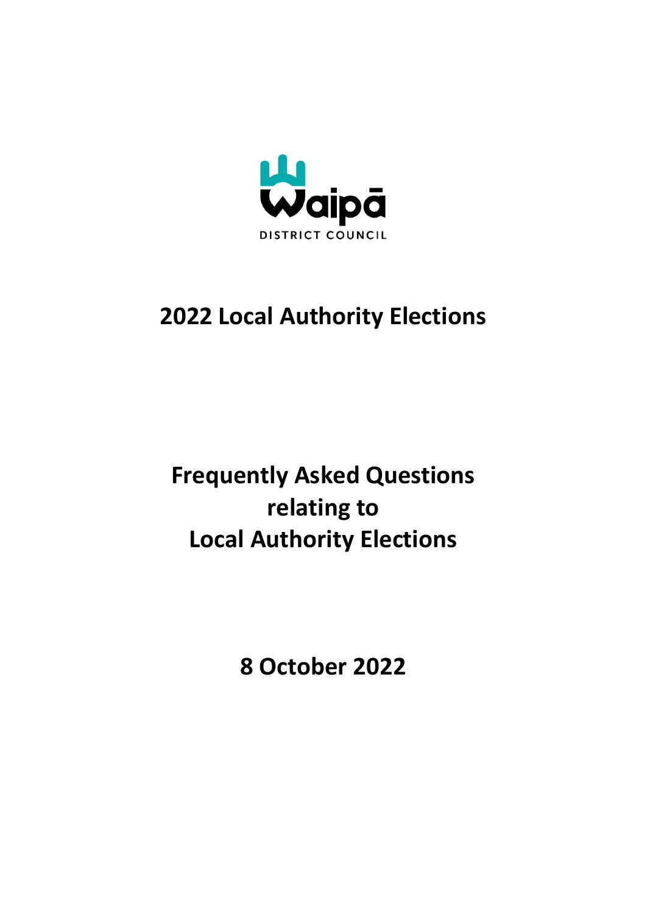Waipā

DISTRICT COUNCIL

# 2022 Local Authority Elections

# Frequently Asked Questions relating to Local Authority Elections

## 8 October 2022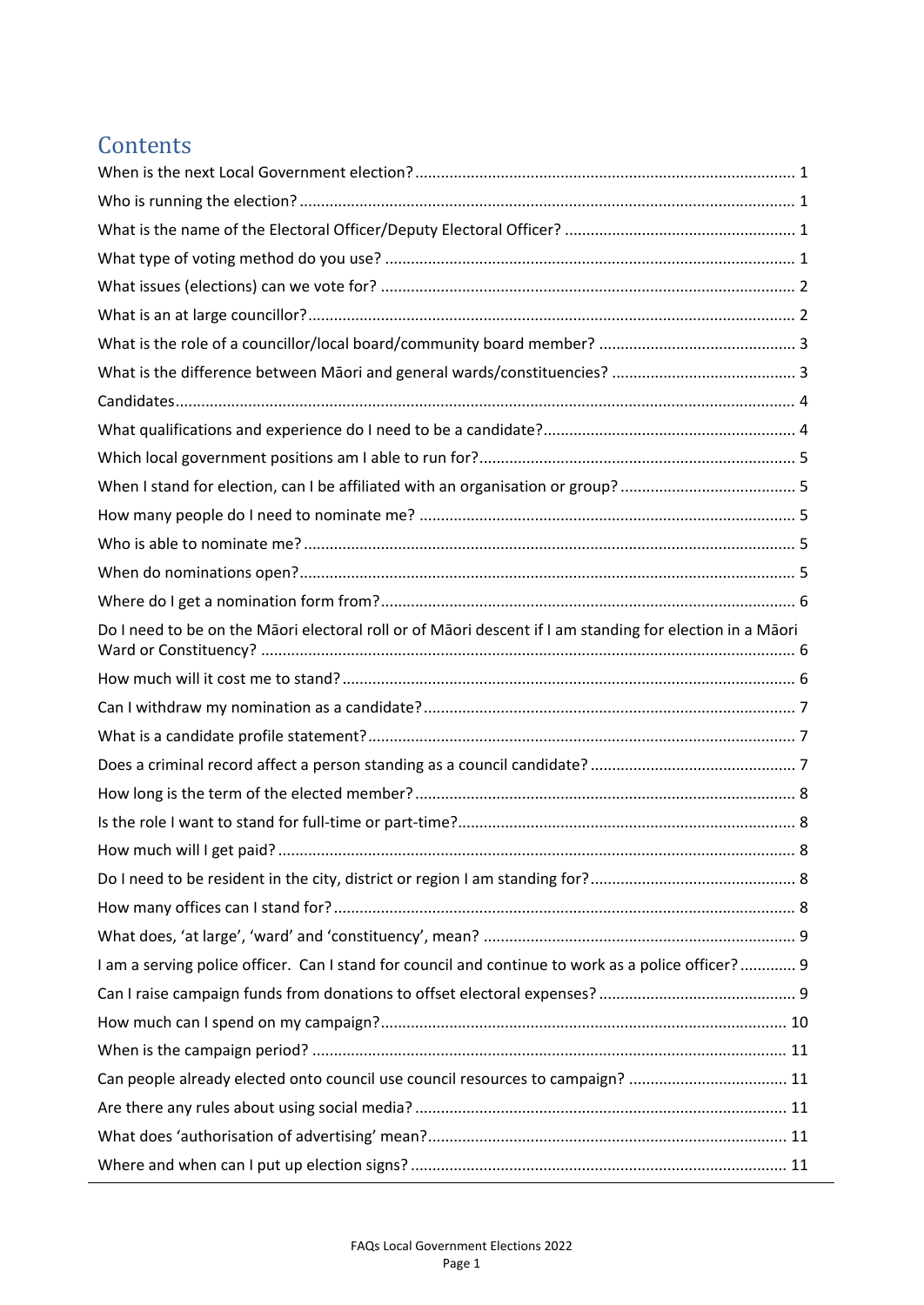# Contents

When is the next Local Government election? ........................................................................................ 1
Who is running the election? .................................................................................................................. 1
What is the name of the Electoral Officer/Deputy Electoral Officer? ..................................................... 1
What type of voting method do you use? ............................................................................................... 1
What issues (elections) can we vote for? ................................................................................................ 2
What is an at large councillor? ................................................................................................................ 2
What is the role of a councillor/local board/community board member? ............................................. 3
What is the difference between Māori and general wards/constituencies? ........................................... 3
Candidates .............................................................................................................................................. 4
What qualifications and experience do I need to be a candidate? .......................................................... 4
Which local government positions am I able to run for? ......................................................................... 5
When I stand for election, can I be affiliated with an organisation or group? ......................................... 5
How many people do I need to nominate me? ....................................................................................... 5
Who is able to nominate me? ................................................................................................................. 5
When do nominations open? .................................................................................................................. 5
Where do I get a nomination form from? ................................................................................................ 6
Do I need to be on the Māori electoral roll or of Māori descent if I am standing for election in a Māori Ward or Constituency? ........................................................................................................................... 6
How much will it cost me to stand? ......................................................................................................... 6
Can I withdraw my nomination as a candidate? ...................................................................................... 7
What is a candidate profile statement? ................................................................................................... 7
Does a criminal record affect a person standing as a council candidate? ................................................ 7
How long is the term of the elected member? ........................................................................................ 8
Is the role I want to stand for full-time or part-time? .............................................................................. 8
How much will I get paid? ....................................................................................................................... 8
Do I need to be resident in the city, district or region I am standing for? ................................................ 8
How many offices can I stand for? .......................................................................................................... 8
What does, 'at large', 'ward' and 'constituency', mean? ........................................................................ 9
I am a serving police officer. Can I stand for council and continue to work as a police officer? ............. 9
Can I raise campaign funds from donations to offset electoral expenses? ............................................. 9
How much can I spend on my campaign? ............................................................................................. 10
When is the campaign period? ............................................................................................................. 11
Can people already elected onto council use council resources to campaign? ..................................... 11
Are there any rules about using social media? ...................................................................................... 11
What does 'authorisation of advertising' mean? ................................................................................... 11
Where and when can I put up election signs? ....................................................................................... 11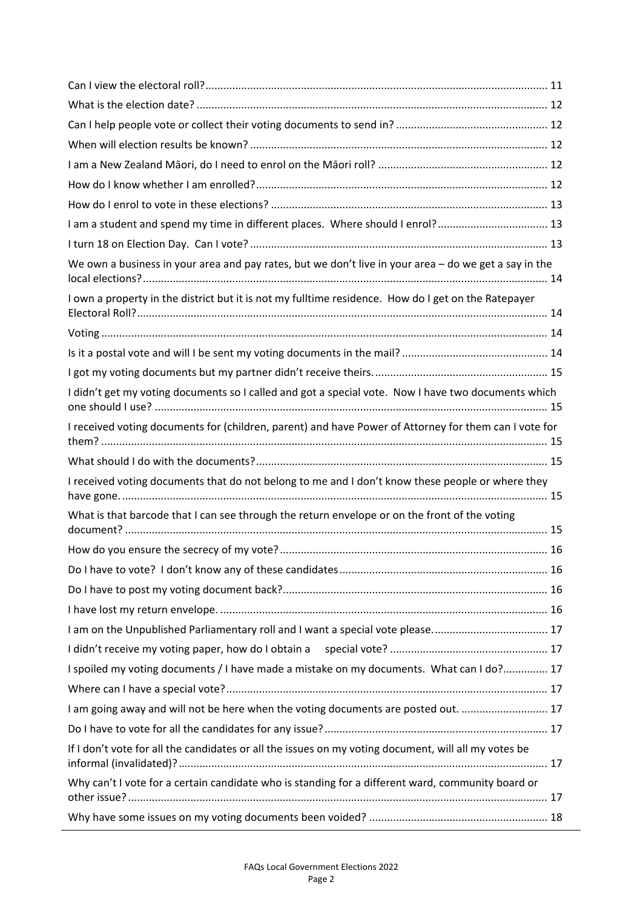| | |
|---|---|
| Can I view the electoral roll? | 11 |
| What is the election date? | 12 |
| Can I help people vote or collect their voting documents to send in? | 12 |
| When will election results be known? | 12 |
| I am a New Zealand Māori, do I need to enrol on the Māori roll? | 12 |
| How do I know whether I am enrolled? | 12 |
| How do I enrol to vote in these elections? | 13 |
| I am a student and spend my time in different places. Where should I enrol? | 13 |
| I turn 18 on Election Day. Can I vote? | 13 |
| We own a business in your area and pay rates, but we don't live in your area – do we get a say in the local elections? | 14 |
| I own a property in the district but it is not my fulltime residence. How do I get on the Ratepayer Electoral Roll? | 14 |
| Voting | 14 |
| Is it a postal vote and will I be sent my voting documents in the mail? | 14 |
| I got my voting documents but my partner didn't receive theirs. | 15 |
| I didn't get my voting documents so I called and got a special vote. Now I have two documents which one should I use? | 15 |
| I received voting documents for (children, parent) and have Power of Attorney for them can I vote for them? | 15 |
| What should I do with the documents? | 15 |
| I received voting documents that do not belong to me and I don't know these people or where they have gone. | 15 |
| What is that barcode that I can see through the return envelope or on the front of the voting document? | 15 |
| How do you ensure the secrecy of my vote? | 16 |
| Do I have to vote? I don't know any of these candidates | 16 |
| Do I have to post my voting document back? | 16 |
| I have lost my return envelope. | 16 |
| I am on the Unpublished Parliamentary roll and I want a special vote please. | 17 |
| I didn't receive my voting paper, how do I obtain a special vote? | 17 |
| I spoiled my voting documents / I have made a mistake on my documents. What can I do? | 17 |
| Where can I have a special vote? | 17 |
| I am going away and will not be here when the voting documents are posted out. | 17 |
| Do I have to vote for all the candidates for any issue? | 17 |
| If I don't vote for all the candidates or all the issues on my voting document, will all my votes be informal (invalidated)? | 17 |
| Why can't I vote for a certain candidate who is standing for a different ward, community board or other issue? | 17 |
| Why have some issues on my voting documents been voided? | 18 |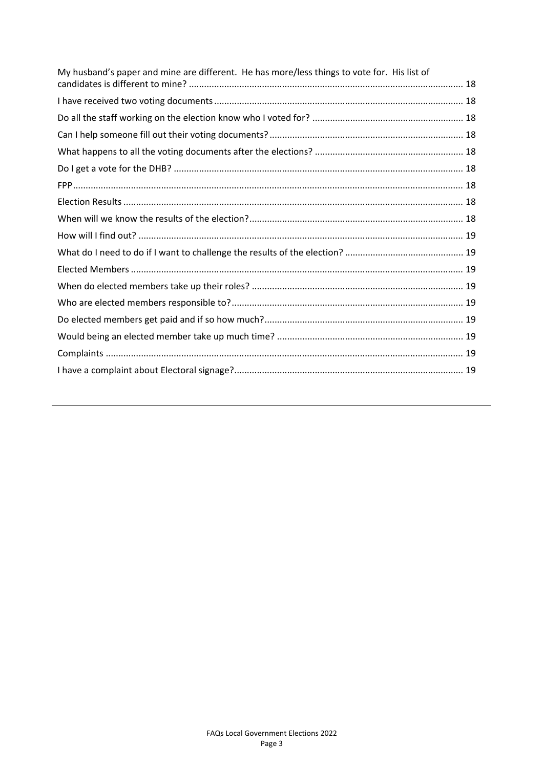My husband's paper and mine are different. He has more/less things to vote for. His list of candidates is different to mine? ........................................................................................................... 18

I have received two voting documents ................................................................................................. 18

Do all the staff working on the election know who I voted for? ........................................................... 18

Can I help someone fill out their voting documents? ............................................................................ 18

What happens to all the voting documents after the elections? .......................................................... 18

Do I get a vote for the DHB? ................................................................................................................. 18

FPP......................................................................................................................................................... 18

Election Results ..................................................................................................................................... 18

When will we know the results of the election?.................................................................................... 18

How will I find out? ............................................................................................................................... 19

What do I need to do if I want to challenge the results of the election? ............................................... 19

Elected Members ................................................................................................................................... 19

When do elected members take up their roles? ................................................................................... 19

Who are elected members responsible to?........................................................................................... 19

Do elected members get paid and if so how much?.............................................................................. 19

Would being an elected member take up much time? ......................................................................... 19

Complaints ............................................................................................................................................ 19

I have a complaint about Electoral signage?.......................................................................................... 19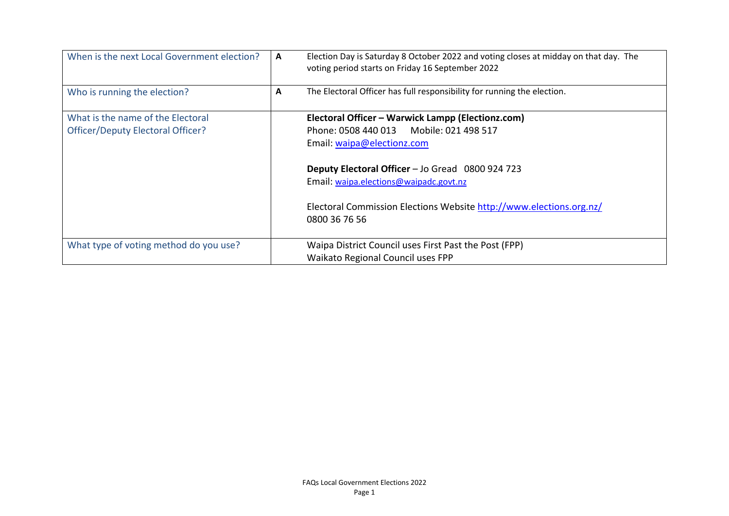| | | |
|---|---|---|
| When is the next Local Government election? | **A** | Election Day is Saturday 8 October 2022 and voting closes at midday on that day. The voting period starts on Friday 16 September 2022 |
| Who is running the election? | **A** | The Electoral Officer has full responsibility for running the election. |
| What is the name of the Electoral Officer/Deputy Electoral Officer? | | **Electoral Officer – Warwick Lampp (Electionz.com)**<br>Phone: 0508 440 013 Mobile: 021 498 517<br>Email: waipa@electionz.com<br><br>**Deputy Electoral Officer** – Jo Gread 0800 924 723<br>Email: waipa.elections@waipadc.govt.nz<br><br>Electoral Commission Elections Website http://www.elections.org.nz/<br>0800 36 76 56 |
| What type of voting method do you use? | | Waipa District Council uses First Past the Post (FPP)<br>Waikato Regional Council uses FPP |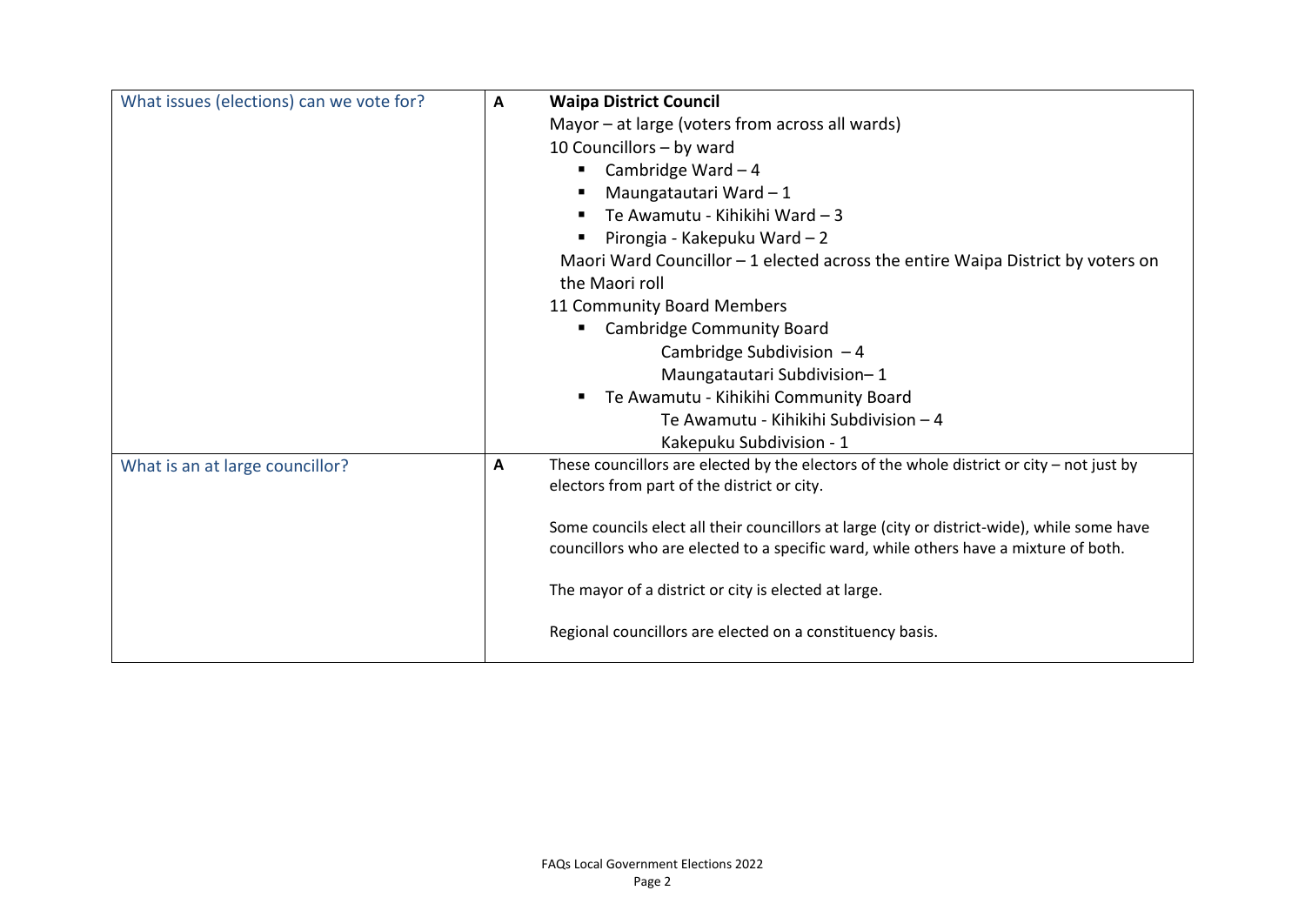| | | |
|---|---|---|
| What issues (elections) can we vote for? | **A** | **Waipa District Council**<br>Mayor – at large (voters from across all wards)<br>10 Councillors – by ward<br>▪ Cambridge Ward – 4<br>▪ Maungatautari Ward – 1<br>▪ Te Awamutu - Kihikihi Ward – 3<br>▪ Pirongia - Kakepuku Ward – 2<br>Maori Ward Councillor – 1 elected across the entire Waipa District by voters on the Maori roll<br>11 Community Board Members<br>▪ Cambridge Community Board<br>Cambridge Subdivision – 4<br>Maungatautari Subdivision– 1<br>▪ Te Awamutu - Kihikihi Community Board<br>Te Awamutu - Kihikihi Subdivision – 4<br>Kakepuku Subdivision - 1 |
| What is an at large councillor? | **A** | These councillors are elected by the electors of the whole district or city – not just by electors from part of the district or city.<br><br>Some councils elect all their councillors at large (city or district-wide), while some have councillors who are elected to a specific ward, while others have a mixture of both.<br><br>The mayor of a district or city is elected at large.<br><br>Regional councillors are elected on a constituency basis. |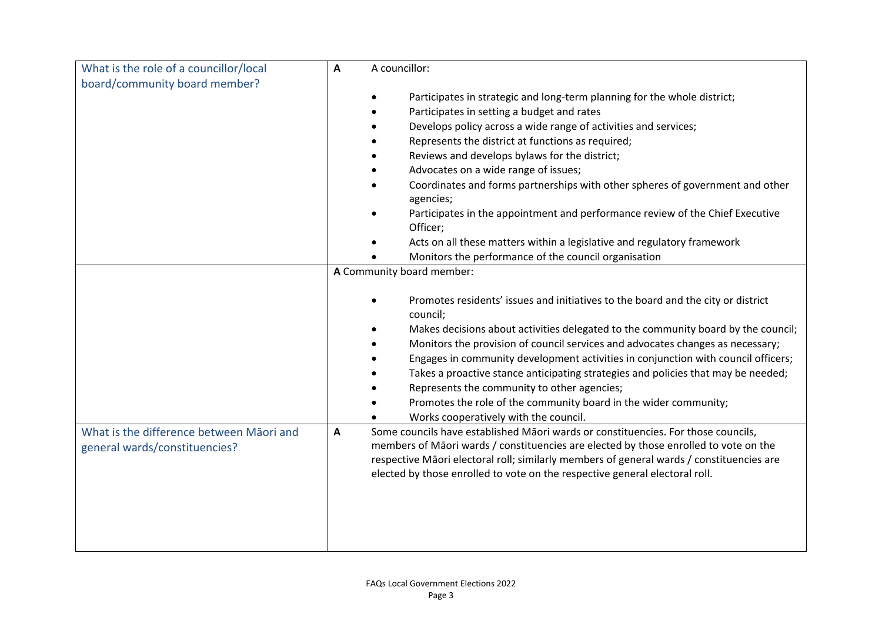| | |
|---|---|
| What is the role of a councillor/local board/community board member? | **A** A councillor:<br><br>• Participates in strategic and long-term planning for the whole district;<br>• Participates in setting a budget and rates<br>• Develops policy across a wide range of activities and services;<br>• Represents the district at functions as required;<br>• Reviews and develops bylaws for the district;<br>• Advocates on a wide range of issues;<br>• Coordinates and forms partnerships with other spheres of government and other agencies;<br>• Participates in the appointment and performance review of the Chief Executive Officer;<br>• Acts on all these matters within a legislative and regulatory framework<br>• Monitors the performance of the council organisation |
| | **A** Community board member:<br><br>• Promotes residents' issues and initiatives to the board and the city or district council;<br>• Makes decisions about activities delegated to the community board by the council;<br>• Monitors the provision of council services and advocates changes as necessary;<br>• Engages in community development activities in conjunction with council officers;<br>• Takes a proactive stance anticipating strategies and policies that may be needed;<br>• Represents the community to other agencies;<br>• Promotes the role of the community board in the wider community;<br>• Works cooperatively with the council. |
| What is the difference between Māori and general wards/constituencies? | **A** Some councils have established Māori wards or constituencies. For those councils, members of Māori wards / constituencies are elected by those enrolled to vote on the respective Māori electoral roll; similarly members of general wards / constituencies are elected by those enrolled to vote on the respective general electoral roll. |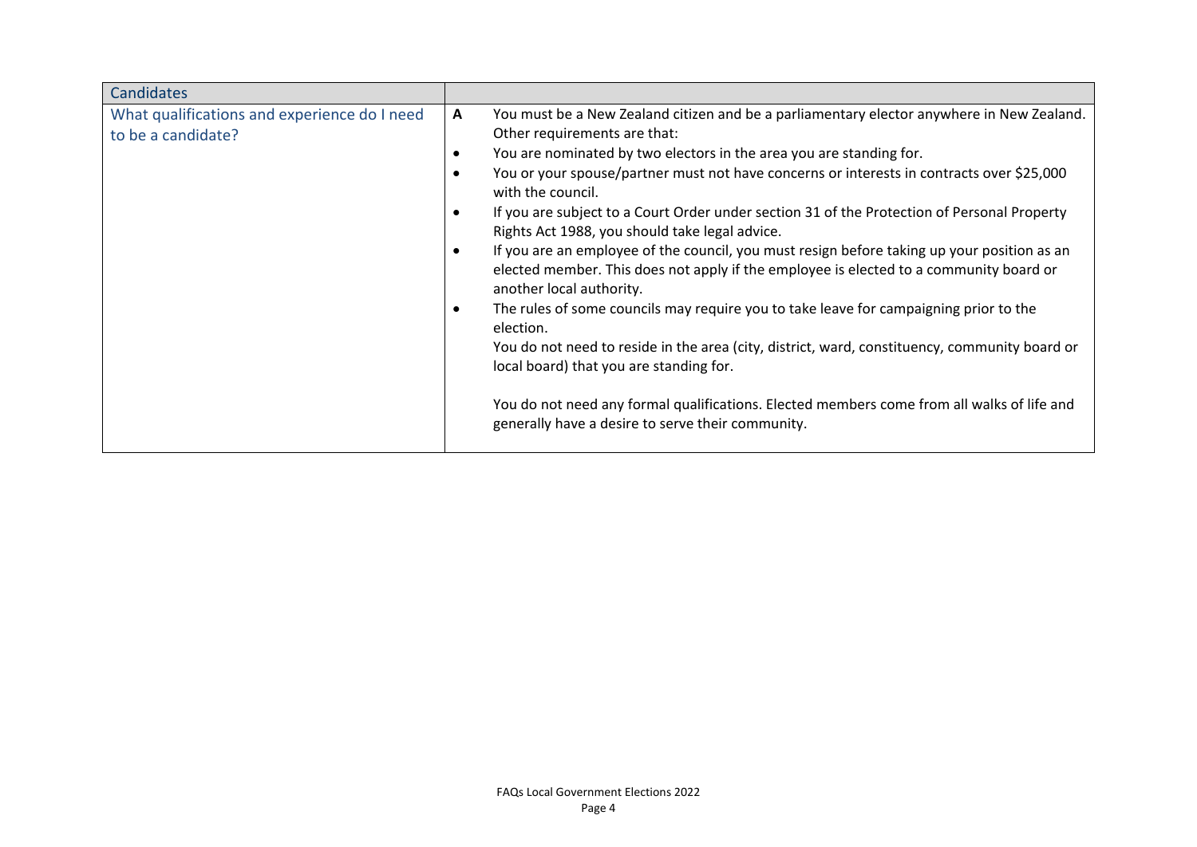| Candidates | |
|---|---|
| What qualifications and experience do I need to be a candidate? | **A** You must be a New Zealand citizen and be a parliamentary elector anywhere in New Zealand. Other requirements are that:<br>• You are nominated by two electors in the area you are standing for.<br>• You or your spouse/partner must not have concerns or interests in contracts over $25,000 with the council.<br>• If you are subject to a Court Order under section 31 of the Protection of Personal Property Rights Act 1988, you should take legal advice.<br>• If you are an employee of the council, you must resign before taking up your position as an elected member. This does not apply if the employee is elected to a community board or another local authority.<br>• The rules of some councils may require you to take leave for campaigning prior to the election.<br>You do not need to reside in the area (city, district, ward, constituency, community board or local board) that you are standing for.<br><br>You do not need any formal qualifications. Elected members come from all walks of life and generally have a desire to serve their community. |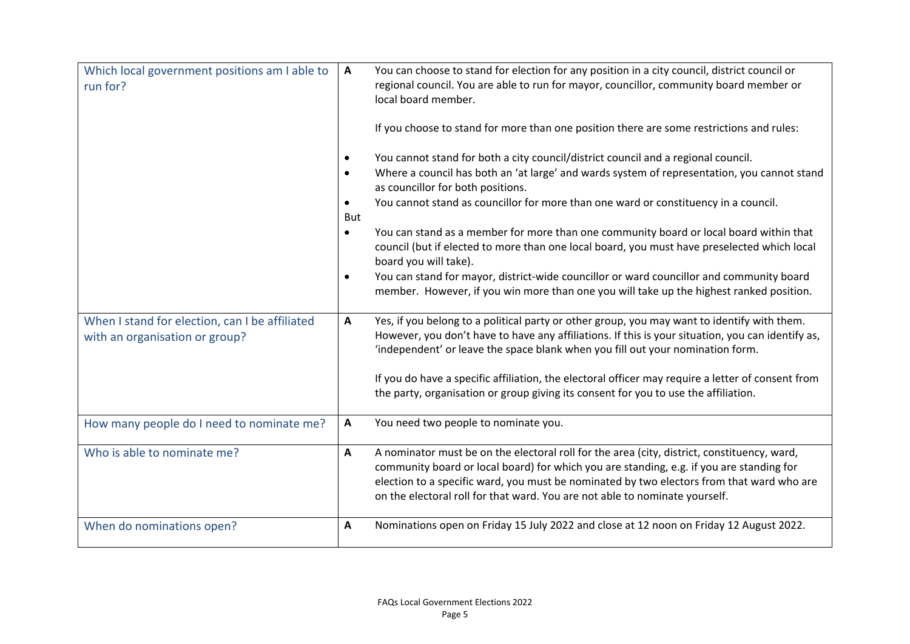| | | |
|---|---|---|
| Which local government positions am I able to run for? | **A** | You can choose to stand for election for any position in a city council, district council or regional council. You are able to run for mayor, councillor, community board member or local board member.<br><br>If you choose to stand for more than one position there are some restrictions and rules:<br><br>• You cannot stand for both a city council/district council and a regional council.<br>• Where a council has both an 'at large' and wards system of representation, you cannot stand as councillor for both positions.<br>• You cannot stand as councillor for more than one ward or constituency in a council.<br><br>But<br><br>• You can stand as a member for more than one community board or local board within that council (but if elected to more than one local board, you must have preselected which local board you will take).<br>• You can stand for mayor, district-wide councillor or ward councillor and community board member. However, if you win more than one you will take up the highest ranked position. |
| When I stand for election, can I be affiliated with an organisation or group? | **A** | Yes, if you belong to a political party or other group, you may want to identify with them. However, you don't have to have any affiliations. If this is your situation, you can identify as, 'independent' or leave the space blank when you fill out your nomination form.<br><br>If you do have a specific affiliation, the electoral officer may require a letter of consent from the party, organisation or group giving its consent for you to use the affiliation. |
| How many people do I need to nominate me? | **A** | You need two people to nominate you. |
| Who is able to nominate me? | **A** | A nominator must be on the electoral roll for the area (city, district, constituency, ward, community board or local board) for which you are standing, e.g. if you are standing for election to a specific ward, you must be nominated by two electors from that ward who are on the electoral roll for that ward. You are not able to nominate yourself. |
| When do nominations open? | **A** | Nominations open on Friday 15 July 2022 and close at 12 noon on Friday 12 August 2022. |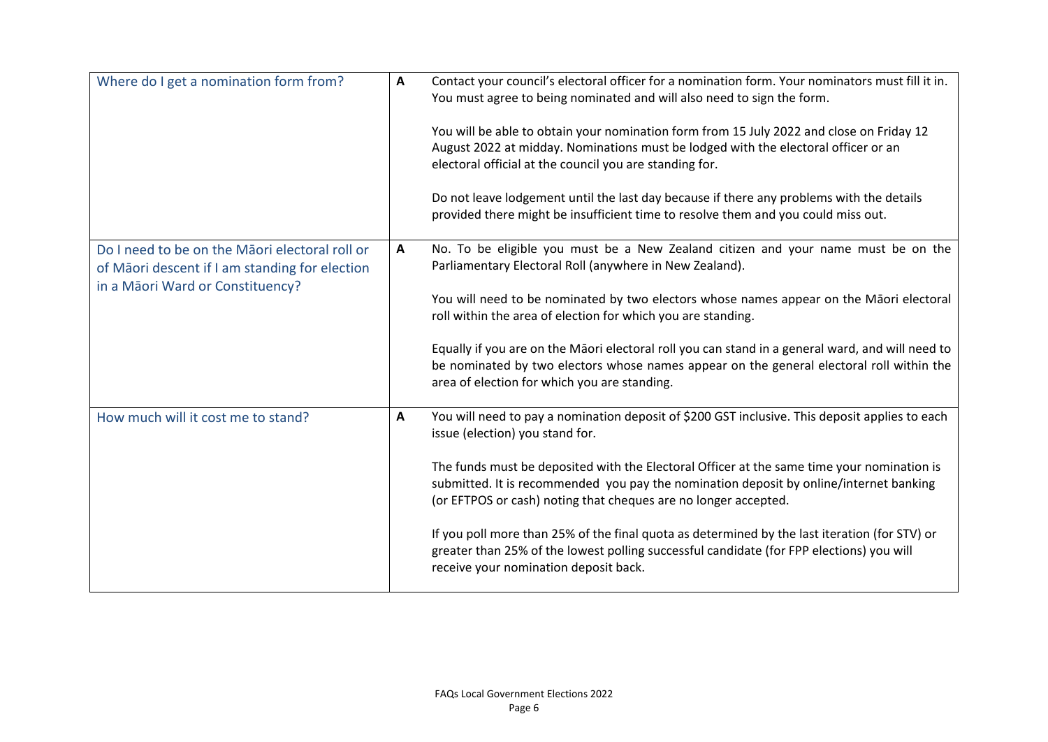| Question | | Answer |
|---|---|---|
| Where do I get a nomination form from? | **A** | Contact your council's electoral officer for a nomination form. Your nominators must fill it in. You must agree to being nominated and will also need to sign the form.<br><br>You will be able to obtain your nomination form from 15 July 2022 and close on Friday 12 August 2022 at midday. Nominations must be lodged with the electoral officer or an electoral official at the council you are standing for.<br><br>Do not leave lodgement until the last day because if there any problems with the details provided there might be insufficient time to resolve them and you could miss out. |
| Do I need to be on the Māori electoral roll or of Māori descent if I am standing for election in a Māori Ward or Constituency? | **A** | No. To be eligible you must be a New Zealand citizen and your name must be on the Parliamentary Electoral Roll (anywhere in New Zealand).<br><br>You will need to be nominated by two electors whose names appear on the Māori electoral roll within the area of election for which you are standing.<br><br>Equally if you are on the Māori electoral roll you can stand in a general ward, and will need to be nominated by two electors whose names appear on the general electoral roll within the area of election for which you are standing. |
| How much will it cost me to stand? | **A** | You will need to pay a nomination deposit of $200 GST inclusive. This deposit applies to each issue (election) you stand for.<br><br>The funds must be deposited with the Electoral Officer at the same time your nomination is submitted. It is recommended you pay the nomination deposit by online/internet banking (or EFTPOS or cash) noting that cheques are no longer accepted.<br><br>If you poll more than 25% of the final quota as determined by the last iteration (for STV) or greater than 25% of the lowest polling successful candidate (for FPP elections) you will receive your nomination deposit back. |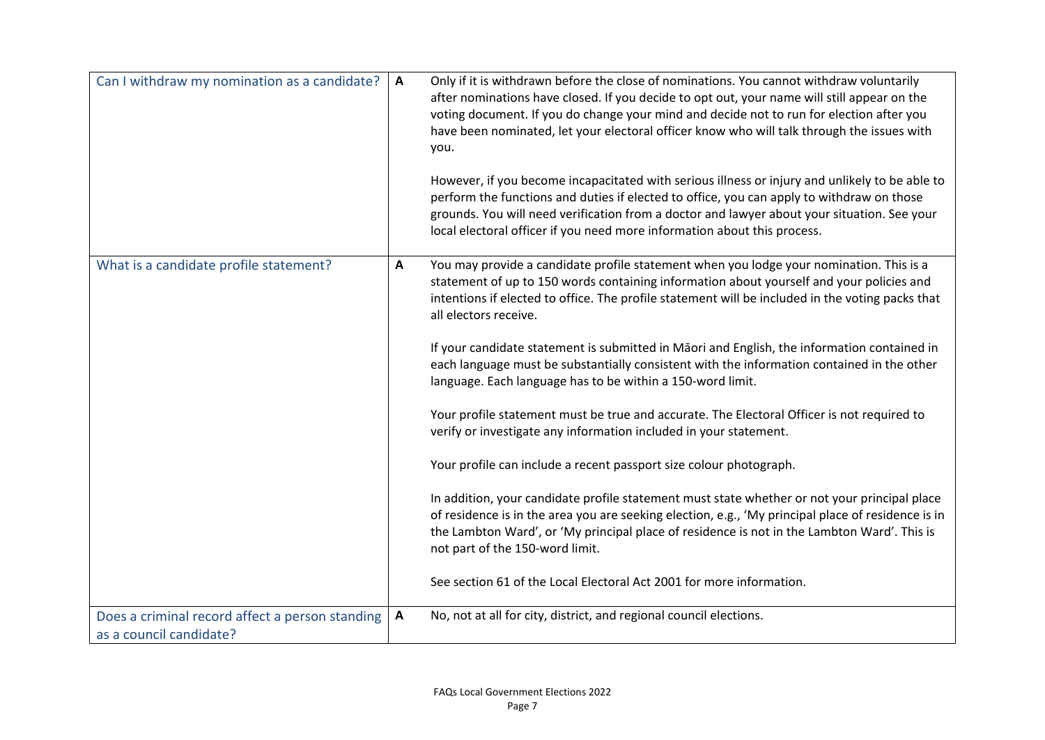| | | |
|---|---|---|
| Can I withdraw my nomination as a candidate? | **A** | Only if it is withdrawn before the close of nominations. You cannot withdraw voluntarily after nominations have closed. If you decide to opt out, your name will still appear on the voting document. If you do change your mind and decide not to run for election after you have been nominated, let your electoral officer know who will talk through the issues with you.<br><br>However, if you become incapacitated with serious illness or injury and unlikely to be able to perform the functions and duties if elected to office, you can apply to withdraw on those grounds. You will need verification from a doctor and lawyer about your situation. See your local electoral officer if you need more information about this process. |
| What is a candidate profile statement? | **A** | You may provide a candidate profile statement when you lodge your nomination. This is a statement of up to 150 words containing information about yourself and your policies and intentions if elected to office. The profile statement will be included in the voting packs that all electors receive.<br><br>If your candidate statement is submitted in Māori and English, the information contained in each language must be substantially consistent with the information contained in the other language. Each language has to be within a 150-word limit.<br><br>Your profile statement must be true and accurate. The Electoral Officer is not required to verify or investigate any information included in your statement.<br><br>Your profile can include a recent passport size colour photograph.<br><br>In addition, your candidate profile statement must state whether or not your principal place of residence is in the area you are seeking election, e.g., 'My principal place of residence is in the Lambton Ward', or 'My principal place of residence is not in the Lambton Ward'. This is not part of the 150-word limit.<br><br>See section 61 of the Local Electoral Act 2001 for more information. |
| Does a criminal record affect a person standing as a council candidate? | **A** | No, not at all for city, district, and regional council elections. |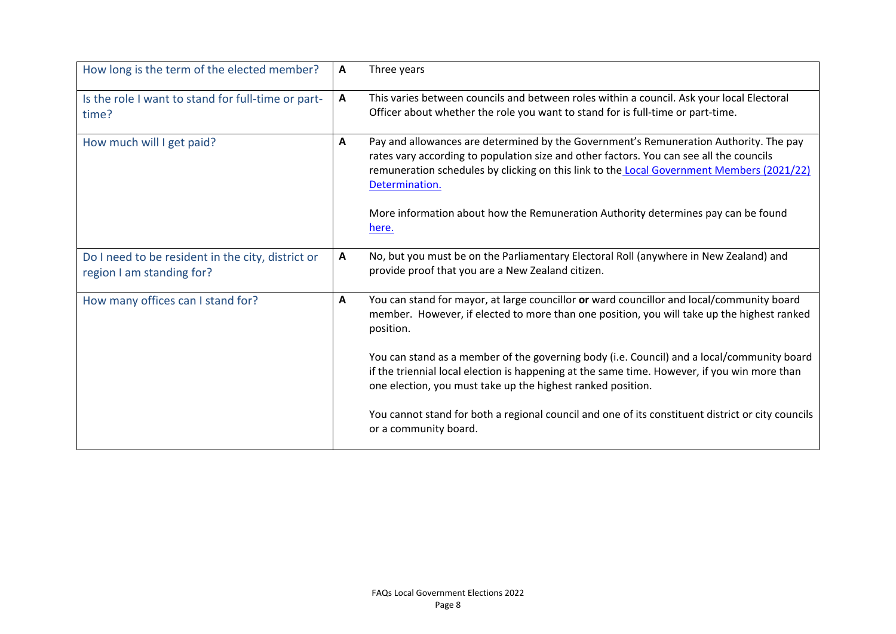| | | |
|---|---|---|
| How long is the term of the elected member? | **A** | Three years |
| Is the role I want to stand for full-time or part-time? | **A** | This varies between councils and between roles within a council. Ask your local Electoral Officer about whether the role you want to stand for is full-time or part-time. |
| How much will I get paid? | **A** | Pay and allowances are determined by the Government's Remuneration Authority. The pay rates vary according to population size and other factors. You can see all the councils remuneration schedules by clicking on this link to the Local Government Members (2021/22) Determination.<br><br>More information about how the Remuneration Authority determines pay can be found here. |
| Do I need to be resident in the city, district or region I am standing for? | **A** | No, but you must be on the Parliamentary Electoral Roll (anywhere in New Zealand) and provide proof that you are a New Zealand citizen. |
| How many offices can I stand for? | **A** | You can stand for mayor, at large councillor **or** ward councillor and local/community board member. However, if elected to more than one position, you will take up the highest ranked position.<br><br>You can stand as a member of the governing body (i.e. Council) and a local/community board if the triennial local election is happening at the same time. However, if you win more than one election, you must take up the highest ranked position.<br><br>You cannot stand for both a regional council and one of its constituent district or city councils or a community board. |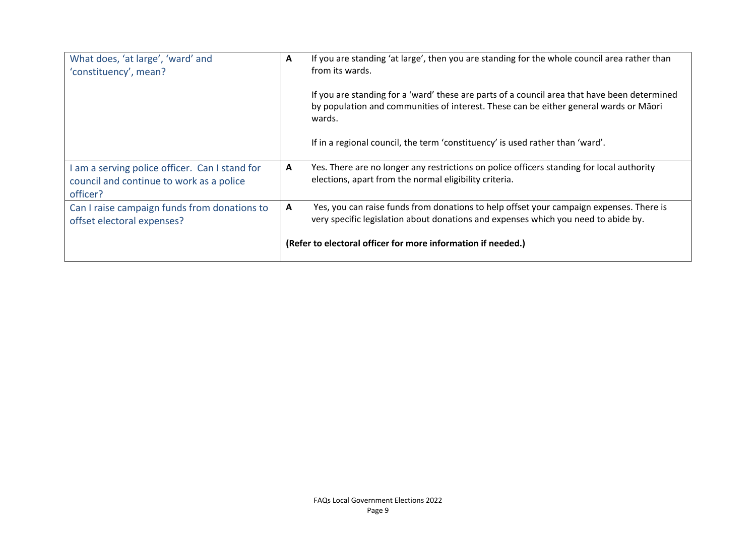| | |
|---|---|
| What does, 'at large', 'ward' and 'constituency', mean? | **A** If you are standing 'at large', then you are standing for the whole council area rather than from its wards.<br><br>If you are standing for a 'ward' these are parts of a council area that have been determined by population and communities of interest. These can be either general wards or Māori wards.<br><br>If in a regional council, the term 'constituency' is used rather than 'ward'. |
| I am a serving police officer. Can I stand for council and continue to work as a police officer? | **A** Yes. There are no longer any restrictions on police officers standing for local authority elections, apart from the normal eligibility criteria. |
| Can I raise campaign funds from donations to offset electoral expenses? | **A** Yes, you can raise funds from donations to help offset your campaign expenses. There is very specific legislation about donations and expenses which you need to abide by.<br><br>**(Refer to electoral officer for more information if needed.)** |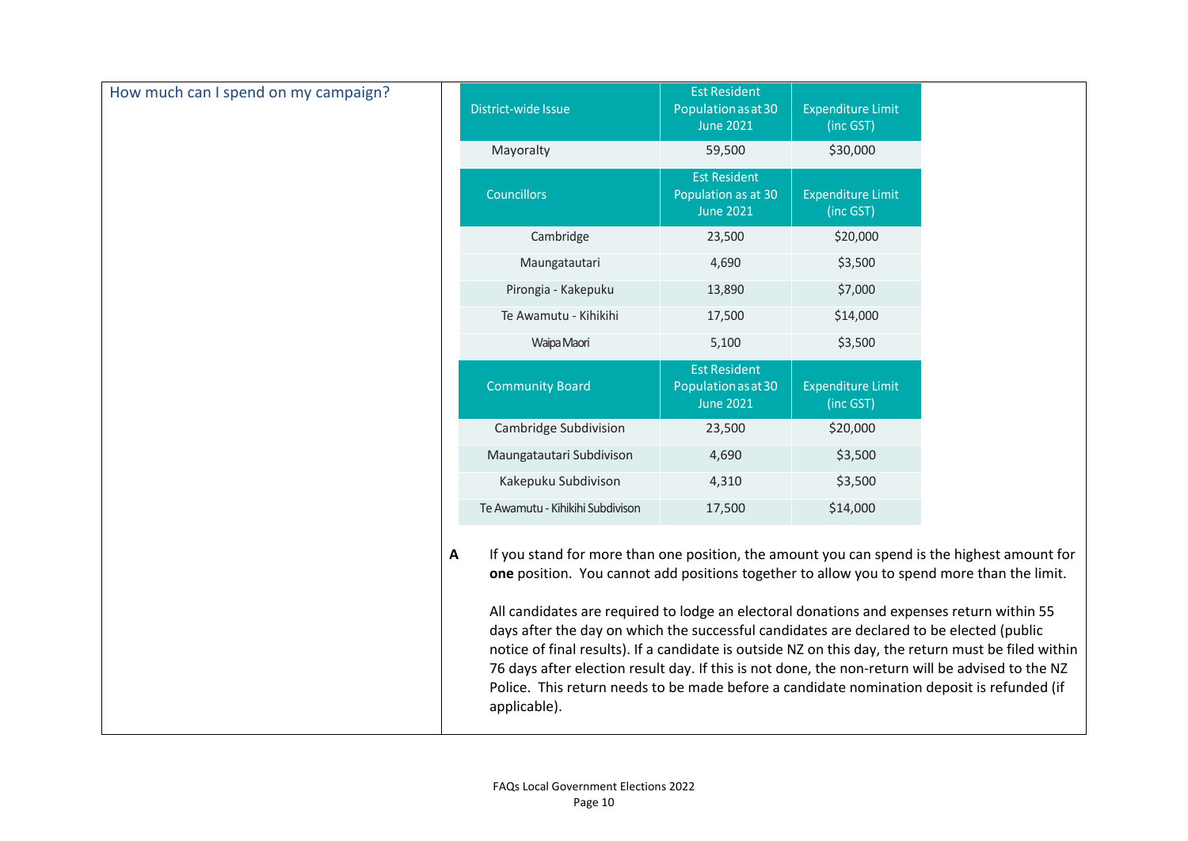How much can I spend on my campaign?

| District-wide Issue | Est Resident Population as at 30 June 2021 | Expenditure Limit (inc GST) |
| --- | --- | --- |
| Mayoralty | 59,500 | $30,000 |
| **Councillors** | **Est Resident Population as at 30 June 2021** | **Expenditure Limit (inc GST)** |
| Cambridge | 23,500 | $20,000 |
| Maungatautari | 4,690 | $3,500 |
| Pirongia - Kakepuku | 13,890 | $7,000 |
| Te Awamutu - Kihikihi | 17,500 | $14,000 |
| Waipa Maori | 5,100 | $3,500 |
| **Community Board** | **Est Resident Population as at 30 June 2021** | **Expenditure Limit (inc GST)** |
| Cambridge Subdivision | 23,500 | $20,000 |
| Maungatautari Subdivison | 4,690 | $3,500 |
| Kakepuku Subdivison | 4,310 | $3,500 |
| Te Awamutu - Kihikihi Subdivison | 17,500 | $14,000 |

**A** If you stand for more than one position, the amount you can spend is the highest amount for **one** position. You cannot add positions together to allow you to spend more than the limit.

All candidates are required to lodge an electoral donations and expenses return within 55 days after the day on which the successful candidates are declared to be elected (public notice of final results). If a candidate is outside NZ on this day, the return must be filed within 76 days after election result day. If this is not done, the non-return will be advised to the NZ Police. This return needs to be made before a candidate nomination deposit is refunded (if applicable).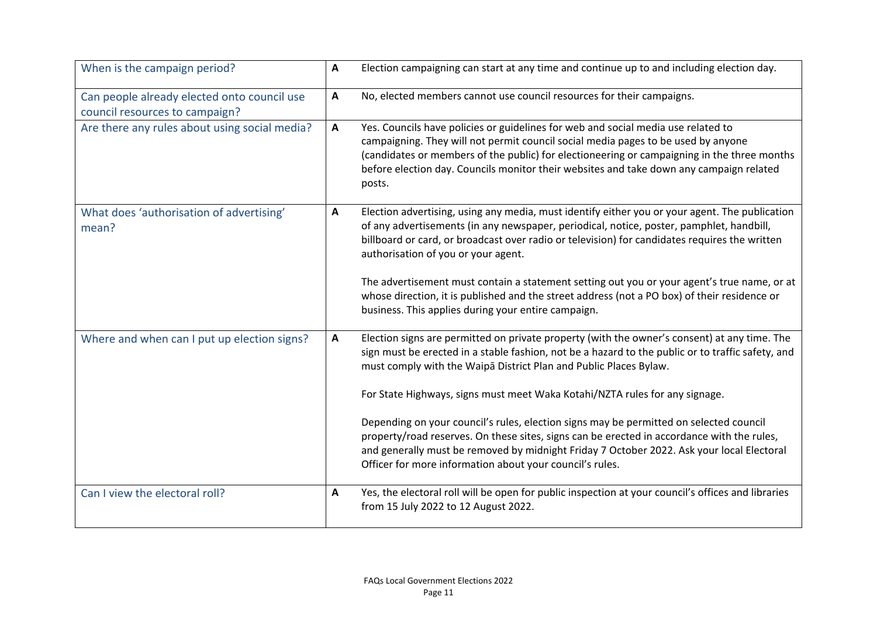| | | |
|---|---|---|
| When is the campaign period? | **A** | Election campaigning can start at any time and continue up to and including election day. |
| Can people already elected onto council use council resources to campaign? | **A** | No, elected members cannot use council resources for their campaigns. |
| Are there any rules about using social media? | **A** | Yes. Councils have policies or guidelines for web and social media use related to campaigning. They will not permit council social media pages to be used by anyone (candidates or members of the public) for electioneering or campaigning in the three months before election day. Councils monitor their websites and take down any campaign related posts. |
| What does 'authorisation of advertising' mean? | **A** | Election advertising, using any media, must identify either you or your agent. The publication of any advertisements (in any newspaper, periodical, notice, poster, pamphlet, handbill, billboard or card, or broadcast over radio or television) for candidates requires the written authorisation of you or your agent.<br><br>The advertisement must contain a statement setting out you or your agent's true name, or at whose direction, it is published and the street address (not a PO box) of their residence or business. This applies during your entire campaign. |
| Where and when can I put up election signs? | **A** | Election signs are permitted on private property (with the owner's consent) at any time. The sign must be erected in a stable fashion, not be a hazard to the public or to traffic safety, and must comply with the Waipā District Plan and Public Places Bylaw.<br><br>For State Highways, signs must meet Waka Kotahi/NZTA rules for any signage.<br><br>Depending on your council's rules, election signs may be permitted on selected council property/road reserves. On these sites, signs can be erected in accordance with the rules, and generally must be removed by midnight Friday 7 October 2022. Ask your local Electoral Officer for more information about your council's rules. |
| Can I view the electoral roll? | **A** | Yes, the electoral roll will be open for public inspection at your council's offices and libraries from 15 July 2022 to 12 August 2022. |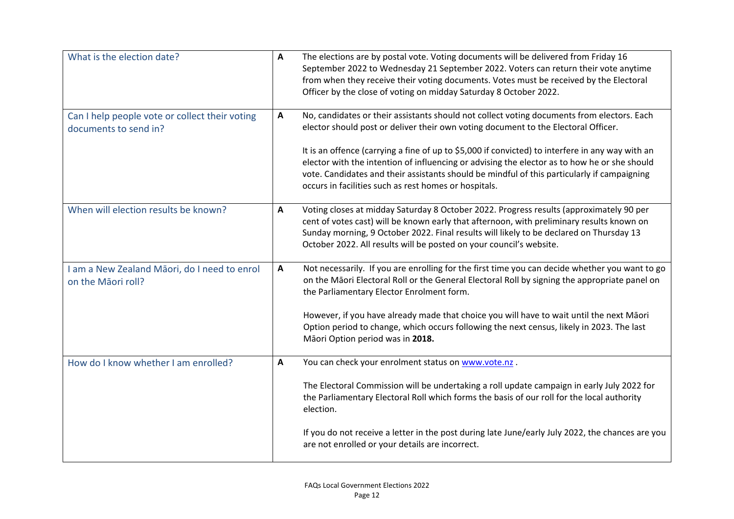| | | |
|---|---|---|
| What is the election date? | **A** | The elections are by postal vote. Voting documents will be delivered from Friday 16 September 2022 to Wednesday 21 September 2022. Voters can return their vote anytime from when they receive their voting documents. Votes must be received by the Electoral Officer by the close of voting on midday Saturday 8 October 2022. |
| Can I help people vote or collect their voting documents to send in? | **A** | No, candidates or their assistants should not collect voting documents from electors. Each elector should post or deliver their own voting document to the Electoral Officer.<br><br>It is an offence (carrying a fine of up to $5,000 if convicted) to interfere in any way with an elector with the intention of influencing or advising the elector as to how he or she should vote. Candidates and their assistants should be mindful of this particularly if campaigning occurs in facilities such as rest homes or hospitals. |
| When will election results be known? | **A** | Voting closes at midday Saturday 8 October 2022. Progress results (approximately 90 per cent of votes cast) will be known early that afternoon, with preliminary results known on Sunday morning, 9 October 2022. Final results will likely to be declared on Thursday 13 October 2022. All results will be posted on your council's website. |
| I am a New Zealand Māori, do I need to enrol on the Māori roll? | **A** | Not necessarily. If you are enrolling for the first time you can decide whether you want to go on the Māori Electoral Roll or the General Electoral Roll by signing the appropriate panel on the Parliamentary Elector Enrolment form.<br><br>However, if you have already made that choice you will have to wait until the next Māori Option period to change, which occurs following the next census, likely in 2023. The last Māori Option period was in **2018.** |
| How do I know whether I am enrolled? | **A** | You can check your enrolment status on [www.vote.nz](www.vote.nz) .<br><br>The Electoral Commission will be undertaking a roll update campaign in early July 2022 for the Parliamentary Electoral Roll which forms the basis of our roll for the local authority election.<br><br>If you do not receive a letter in the post during late June/early July 2022, the chances are you are not enrolled or your details are incorrect. |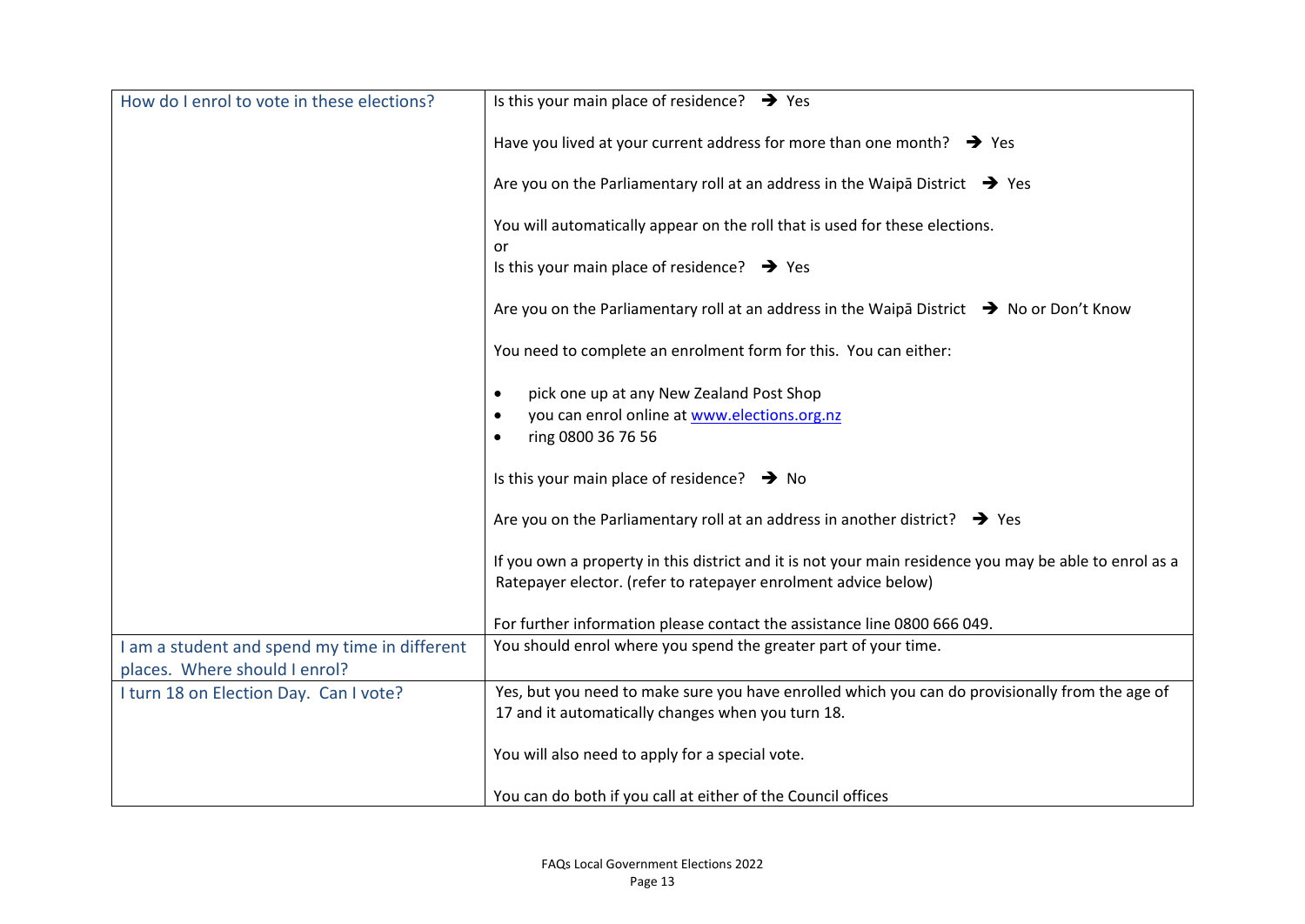| | |
|---|---|
| How do I enrol to vote in these elections? | Is this your main place of residence? ➔ Yes<br><br>Have you lived at your current address for more than one month? ➔ Yes<br><br>Are you on the Parliamentary roll at an address in the Waipā District ➔ Yes<br><br>You will automatically appear on the roll that is used for these elections.<br>or<br>Is this your main place of residence? ➔ Yes<br><br>Are you on the Parliamentary roll at an address in the Waipā District ➔ No or Don't Know<br><br>You need to complete an enrolment form for this. You can either:<br><br>• pick one up at any New Zealand Post Shop<br>• you can enrol online at www.elections.org.nz<br>• ring 0800 36 76 56<br><br>Is this your main place of residence? ➔ No<br><br>Are you on the Parliamentary roll at an address in another district? ➔ Yes<br><br>If you own a property in this district and it is not your main residence you may be able to enrol as a Ratepayer elector. (refer to ratepayer enrolment advice below)<br><br>For further information please contact the assistance line 0800 666 049. |
| I am a student and spend my time in different places. Where should I enrol? | You should enrol where you spend the greater part of your time. |
| I turn 18 on Election Day. Can I vote? | Yes, but you need to make sure you have enrolled which you can do provisionally from the age of 17 and it automatically changes when you turn 18.<br><br>You will also need to apply for a special vote.<br><br>You can do both if you call at either of the Council offices |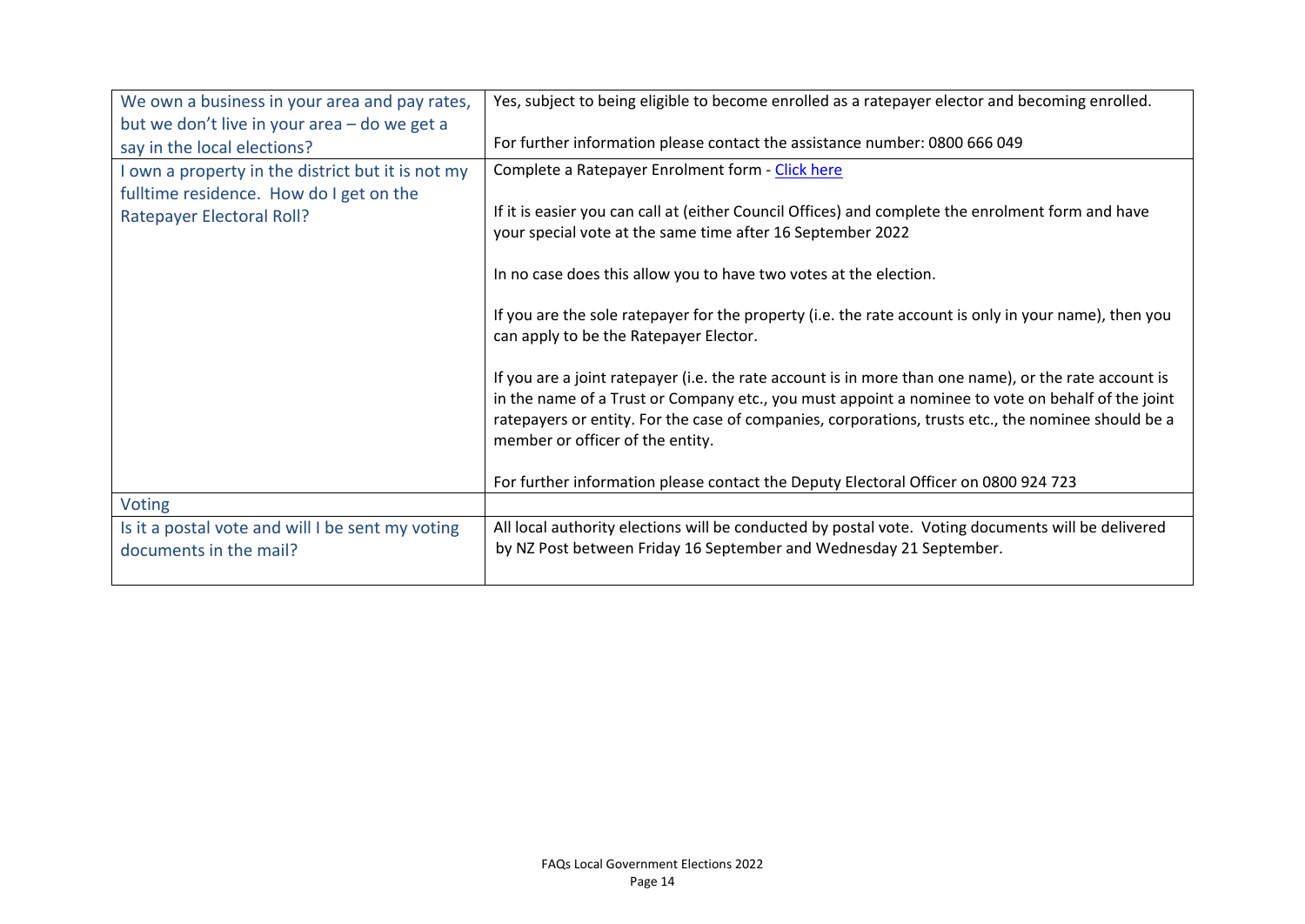| | |
|---|---|
| We own a business in your area and pay rates, but we don't live in your area – do we get a say in the local elections? | Yes, subject to being eligible to become enrolled as a ratepayer elector and becoming enrolled.<br><br>For further information please contact the assistance number: 0800 666 049 |
| I own a property in the district but it is not my fulltime residence. How do I get on the Ratepayer Electoral Roll? | Complete a Ratepayer Enrolment form - Click here<br><br>If it is easier you can call at (either Council Offices) and complete the enrolment form and have your special vote at the same time after 16 September 2022<br><br>In no case does this allow you to have two votes at the election.<br><br>If you are the sole ratepayer for the property (i.e. the rate account is only in your name), then you can apply to be the Ratepayer Elector.<br><br>If you are a joint ratepayer (i.e. the rate account is in more than one name), or the rate account is in the name of a Trust or Company etc., you must appoint a nominee to vote on behalf of the joint ratepayers or entity. For the case of companies, corporations, trusts etc., the nominee should be a member or officer of the entity.<br><br>For further information please contact the Deputy Electoral Officer on 0800 924 723 |
| Voting | |
| Is it a postal vote and will I be sent my voting documents in the mail? | All local authority elections will be conducted by postal vote. Voting documents will be delivered by NZ Post between Friday 16 September and Wednesday 21 September. |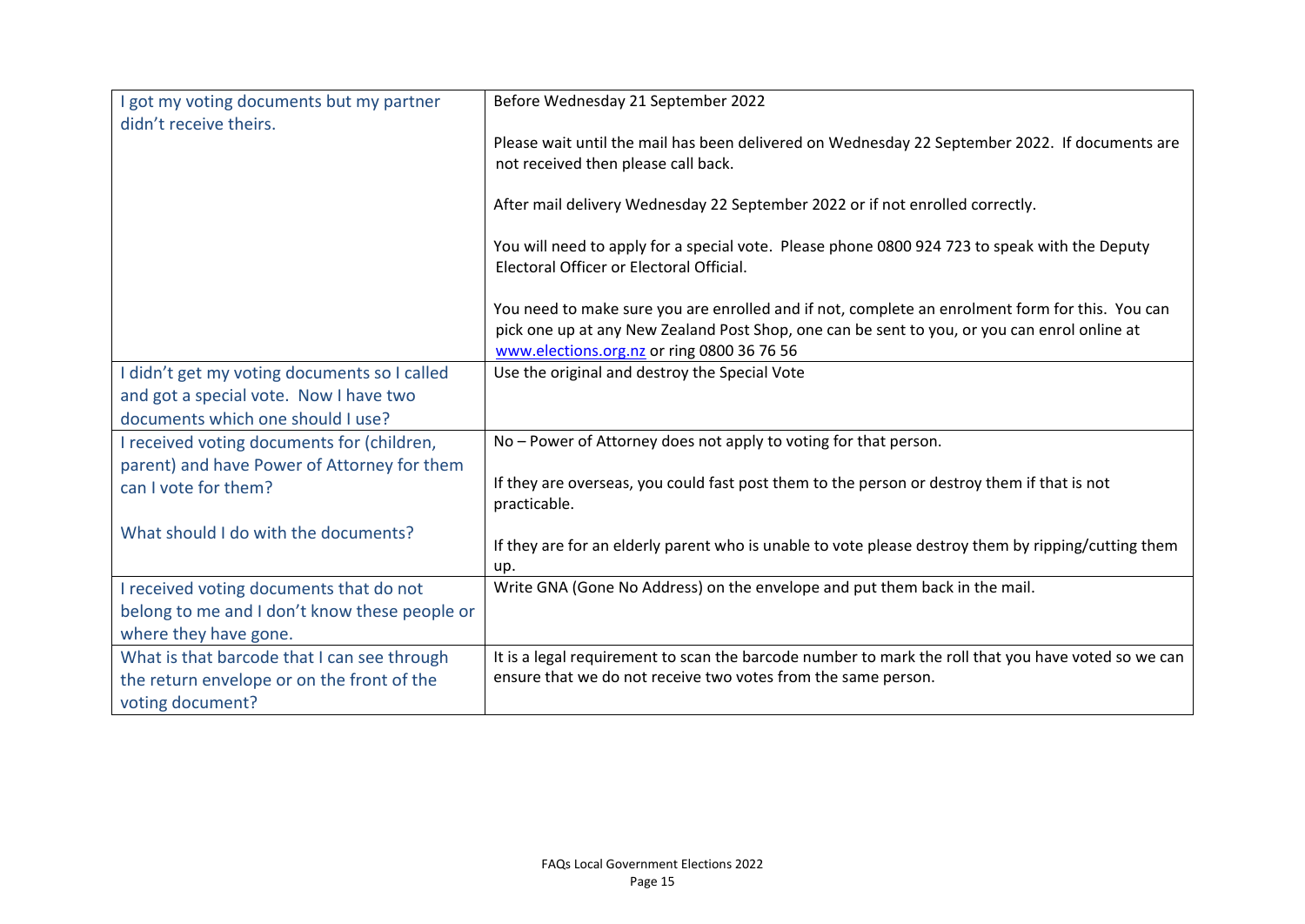| | |
|---|---|
| I got my voting documents but my partner didn't receive theirs. | Before Wednesday 21 September 2022<br><br>Please wait until the mail has been delivered on Wednesday 22 September 2022. If documents are not received then please call back.<br><br>After mail delivery Wednesday 22 September 2022 or if not enrolled correctly.<br><br>You will need to apply for a special vote. Please phone 0800 924 723 to speak with the Deputy Electoral Officer or Electoral Official.<br><br>You need to make sure you are enrolled and if not, complete an enrolment form for this. You can pick one up at any New Zealand Post Shop, one can be sent to you, or you can enrol online at www.elections.org.nz or ring 0800 36 76 56 |
| I didn't get my voting documents so I called and got a special vote. Now I have two documents which one should I use? | Use the original and destroy the Special Vote |
| I received voting documents for (children, parent) and have Power of Attorney for them can I vote for them?<br><br>What should I do with the documents? | No – Power of Attorney does not apply to voting for that person.<br><br>If they are overseas, you could fast post them to the person or destroy them if that is not practicable.<br><br>If they are for an elderly parent who is unable to vote please destroy them by ripping/cutting them up. |
| I received voting documents that do not belong to me and I don't know these people or where they have gone. | Write GNA (Gone No Address) on the envelope and put them back in the mail. |
| What is that barcode that I can see through the return envelope or on the front of the voting document? | It is a legal requirement to scan the barcode number to mark the roll that you have voted so we can ensure that we do not receive two votes from the same person. |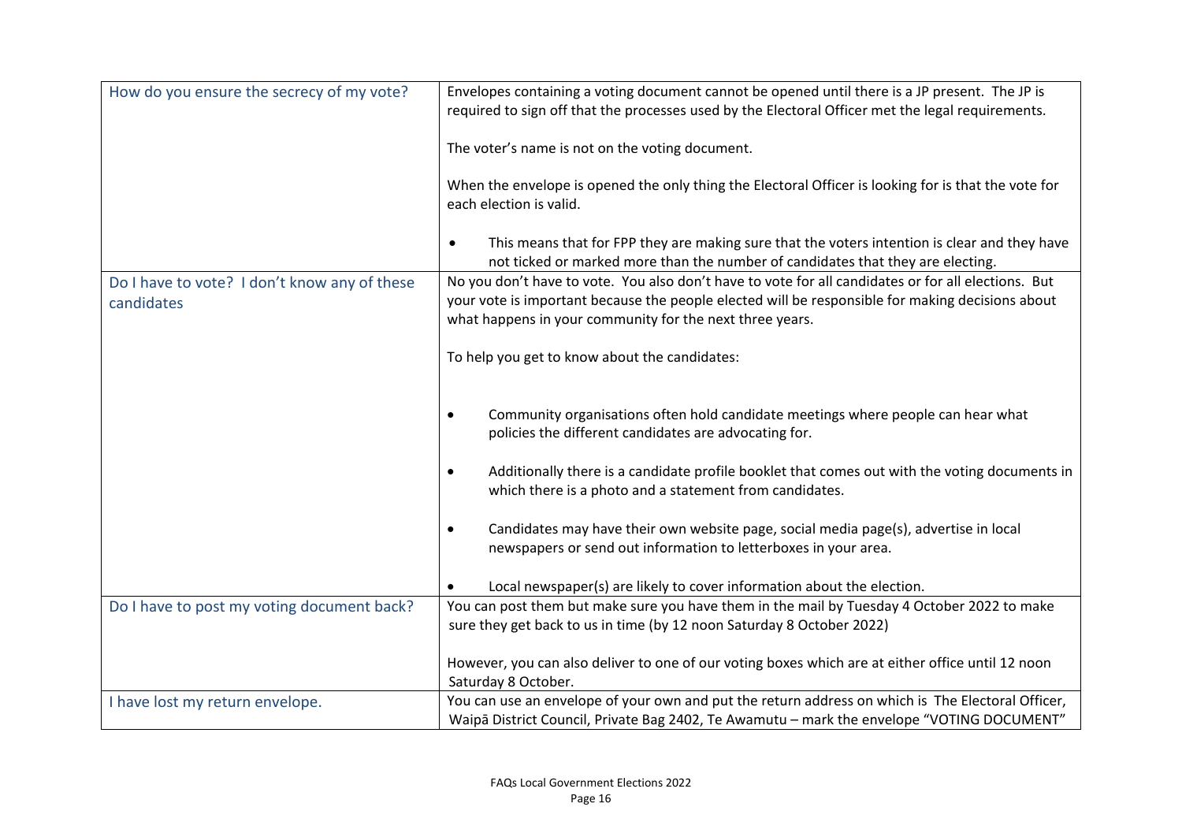| | |
|---|---|
| How do you ensure the secrecy of my vote? | Envelopes containing a voting document cannot be opened until there is a JP present. The JP is required to sign off that the processes used by the Electoral Officer met the legal requirements.<br><br>The voter's name is not on the voting document.<br><br>When the envelope is opened the only thing the Electoral Officer is looking for is that the vote for each election is valid.<br><br>• This means that for FPP they are making sure that the voters intention is clear and they have not ticked or marked more than the number of candidates that they are electing. |
| Do I have to vote? I don't know any of these candidates | No you don't have to vote. You also don't have to vote for all candidates or for all elections. But your vote is important because the people elected will be responsible for making decisions about what happens in your community for the next three years.<br><br>To help you get to know about the candidates:<br><br>• Community organisations often hold candidate meetings where people can hear what policies the different candidates are advocating for.<br><br>• Additionally there is a candidate profile booklet that comes out with the voting documents in which there is a photo and a statement from candidates.<br><br>• Candidates may have their own website page, social media page(s), advertise in local newspapers or send out information to letterboxes in your area.<br><br>• Local newspaper(s) are likely to cover information about the election. |
| Do I have to post my voting document back? | You can post them but make sure you have them in the mail by Tuesday 4 October 2022 to make sure they get back to us in time (by 12 noon Saturday 8 October 2022)<br><br>However, you can also deliver to one of our voting boxes which are at either office until 12 noon Saturday 8 October. |
| I have lost my return envelope. | You can use an envelope of your own and put the return address on which is The Electoral Officer, Waipā District Council, Private Bag 2402, Te Awamutu – mark the envelope "VOTING DOCUMENT" |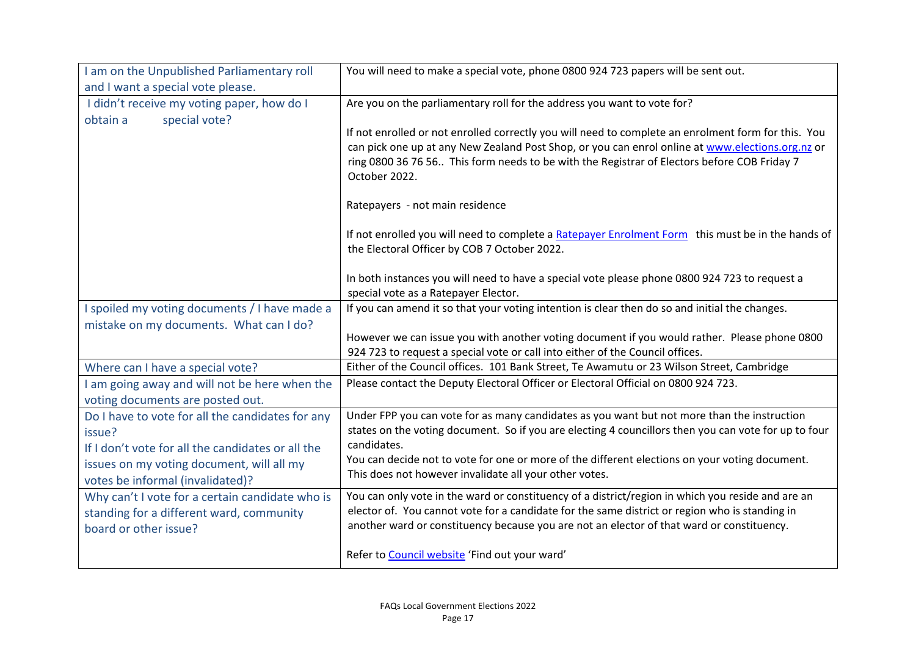| | |
|---|---|
| I am on the Unpublished Parliamentary roll and I want a special vote please. | You will need to make a special vote, phone 0800 924 723 papers will be sent out. |
| I didn't receive my voting paper, how do I obtain a special vote? | Are you on the parliamentary roll for the address you want to vote for?<br><br>If not enrolled or not enrolled correctly you will need to complete an enrolment form for this. You can pick one up at any New Zealand Post Shop, or you can enrol online at [www.elections.org.nz](www.elections.org.nz) or ring 0800 36 76 56.. This form needs to be with the Registrar of Electors before COB Friday 7 October 2022.<br><br>Ratepayers - not main residence<br><br>If not enrolled you will need to complete a Ratepayer Enrolment Form this must be in the hands of the Electoral Officer by COB 7 October 2022.<br><br>In both instances you will need to have a special vote please phone 0800 924 723 to request a special vote as a Ratepayer Elector. |
| I spoiled my voting documents / I have made a mistake on my documents. What can I do? | If you can amend it so that your voting intention is clear then do so and initial the changes.<br><br>However we can issue you with another voting document if you would rather. Please phone 0800 924 723 to request a special vote or call into either of the Council offices. |
| Where can I have a special vote? | Either of the Council offices. 101 Bank Street, Te Awamutu or 23 Wilson Street, Cambridge |
| I am going away and will not be here when the voting documents are posted out. | Please contact the Deputy Electoral Officer or Electoral Official on 0800 924 723. |
| Do I have to vote for all the candidates for any issue?<br>If I don't vote for all the candidates or all the issues on my voting document, will all my votes be informal (invalidated)? | Under FPP you can vote for as many candidates as you want but not more than the instruction states on the voting document. So if you are electing 4 councillors then you can vote for up to four candidates.<br>You can decide not to vote for one or more of the different elections on your voting document. This does not however invalidate all your other votes. |
| Why can't I vote for a certain candidate who is standing for a different ward, community board or other issue? | You can only vote in the ward or constituency of a district/region in which you reside and are an elector of. You cannot vote for a candidate for the same district or region who is standing in another ward or constituency because you are not an elector of that ward or constituency.<br><br>Refer to Council website 'Find out your ward' |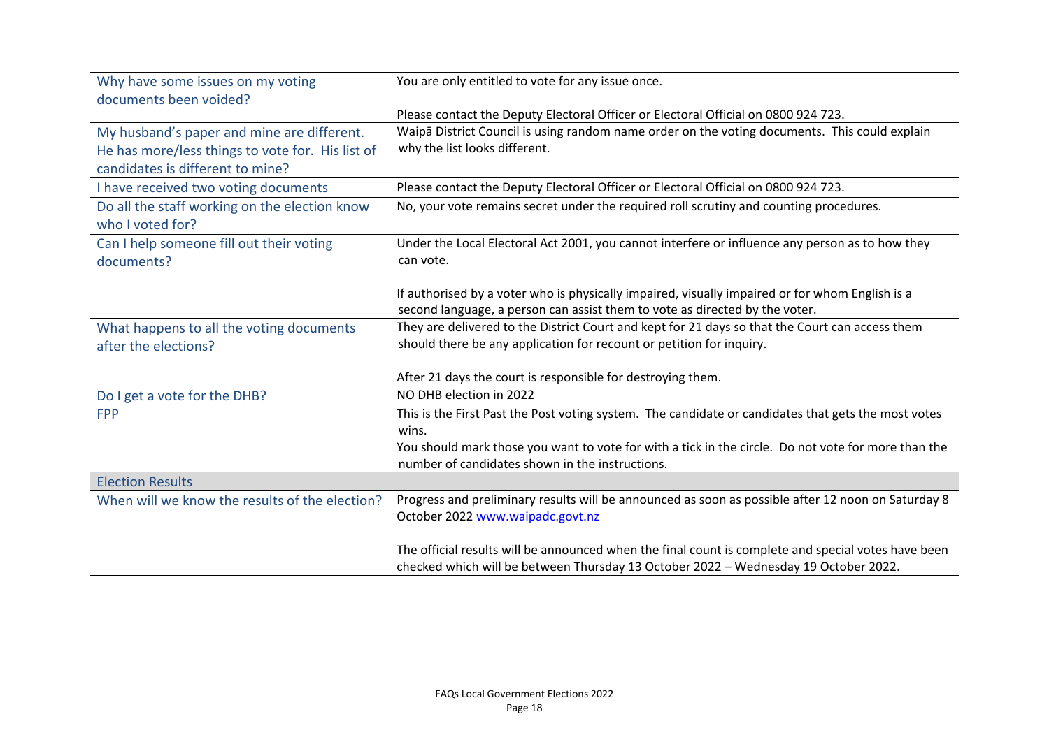| | |
|---|---|
| Why have some issues on my voting documents been voided? | You are only entitled to vote for any issue once.<br><br>Please contact the Deputy Electoral Officer or Electoral Official on 0800 924 723. |
| My husband's paper and mine are different. He has more/less things to vote for. His list of candidates is different to mine? | Waipā District Council is using random name order on the voting documents. This could explain why the list looks different. |
| I have received two voting documents | Please contact the Deputy Electoral Officer or Electoral Official on 0800 924 723. |
| Do all the staff working on the election know who I voted for? | No, your vote remains secret under the required roll scrutiny and counting procedures. |
| Can I help someone fill out their voting documents? | Under the Local Electoral Act 2001, you cannot interfere or influence any person as to how they can vote.<br><br>If authorised by a voter who is physically impaired, visually impaired or for whom English is a second language, a person can assist them to vote as directed by the voter. |
| What happens to all the voting documents after the elections? | They are delivered to the District Court and kept for 21 days so that the Court can access them should there be any application for recount or petition for inquiry.<br><br>After 21 days the court is responsible for destroying them. |
| Do I get a vote for the DHB? | NO DHB election in 2022 |
| FPP | This is the First Past the Post voting system. The candidate or candidates that gets the most votes wins.<br>You should mark those you want to vote for with a tick in the circle. Do not vote for more than the number of candidates shown in the instructions. |
| **Election Results** | |
| When will we know the results of the election? | Progress and preliminary results will be announced as soon as possible after 12 noon on Saturday 8 October 2022 [www.waipadc.govt.nz](http://www.waipadc.govt.nz)<br><br>The official results will be announced when the final count is complete and special votes have been checked which will be between Thursday 13 October 2022 – Wednesday 19 October 2022. |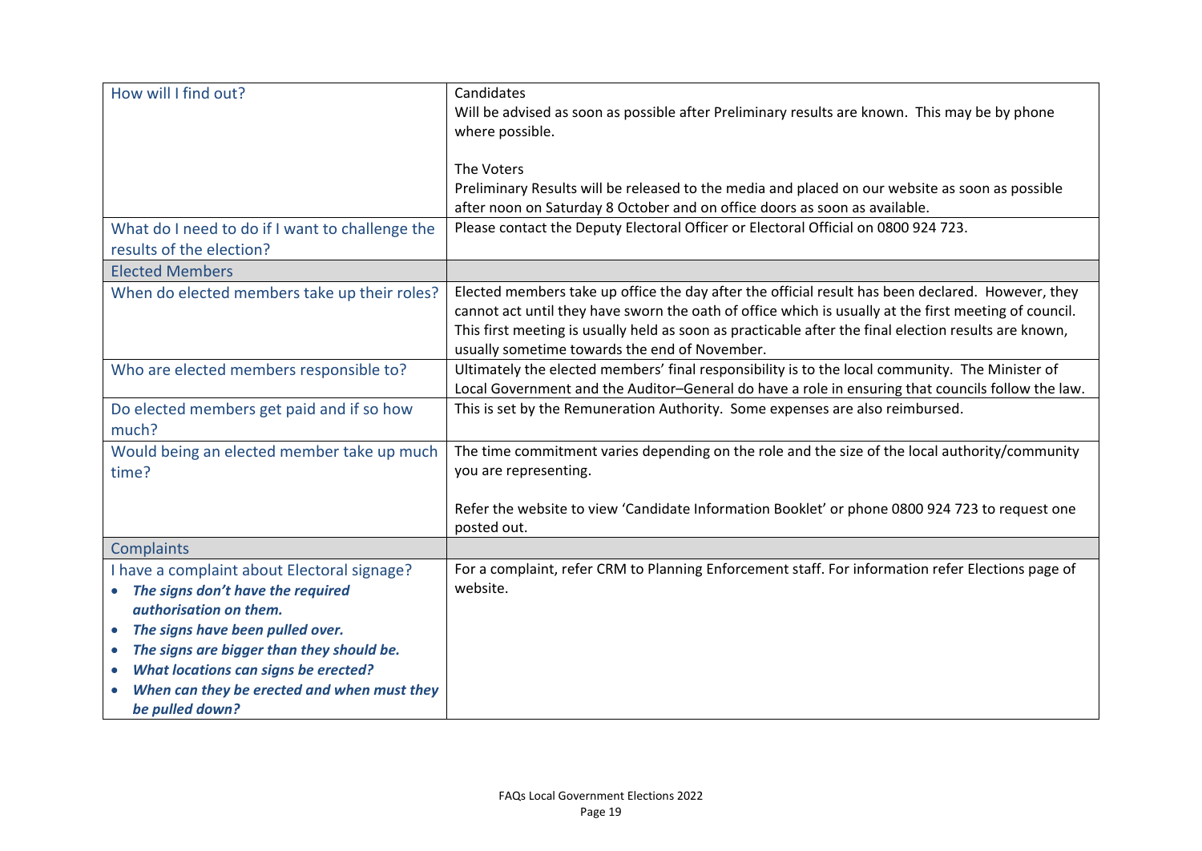| | |
|---|---|
| How will I find out? | Candidates<br>Will be advised as soon as possible after Preliminary results are known. This may be by phone where possible.<br><br>The Voters<br>Preliminary Results will be released to the media and placed on our website as soon as possible after noon on Saturday 8 October and on office doors as soon as available. |
| What do I need to do if I want to challenge the results of the election? | Please contact the Deputy Electoral Officer or Electoral Official on 0800 924 723. |
| Elected Members | |
| When do elected members take up their roles? | Elected members take up office the day after the official result has been declared. However, they cannot act until they have sworn the oath of office which is usually at the first meeting of council. This first meeting is usually held as soon as practicable after the final election results are known, usually sometime towards the end of November. |
| Who are elected members responsible to? | Ultimately the elected members' final responsibility is to the local community. The Minister of Local Government and the Auditor–General do have a role in ensuring that councils follow the law. |
| Do elected members get paid and if so how much? | This is set by the Remuneration Authority. Some expenses are also reimbursed. |
| Would being an elected member take up much time? | The time commitment varies depending on the role and the size of the local authority/community you are representing.<br><br>Refer the website to view 'Candidate Information Booklet' or phone 0800 924 723 to request one posted out. |
| Complaints | |
| I have a complaint about Electoral signage?<br>• ***The signs don't have the required authorisation on them.***<br>• ***The signs have been pulled over.***<br>• ***The signs are bigger than they should be.***<br>• ***What locations can signs be erected?***<br>• ***When can they be erected and when must they be pulled down?*** | For a complaint, refer CRM to Planning Enforcement staff. For information refer Elections page of website. |